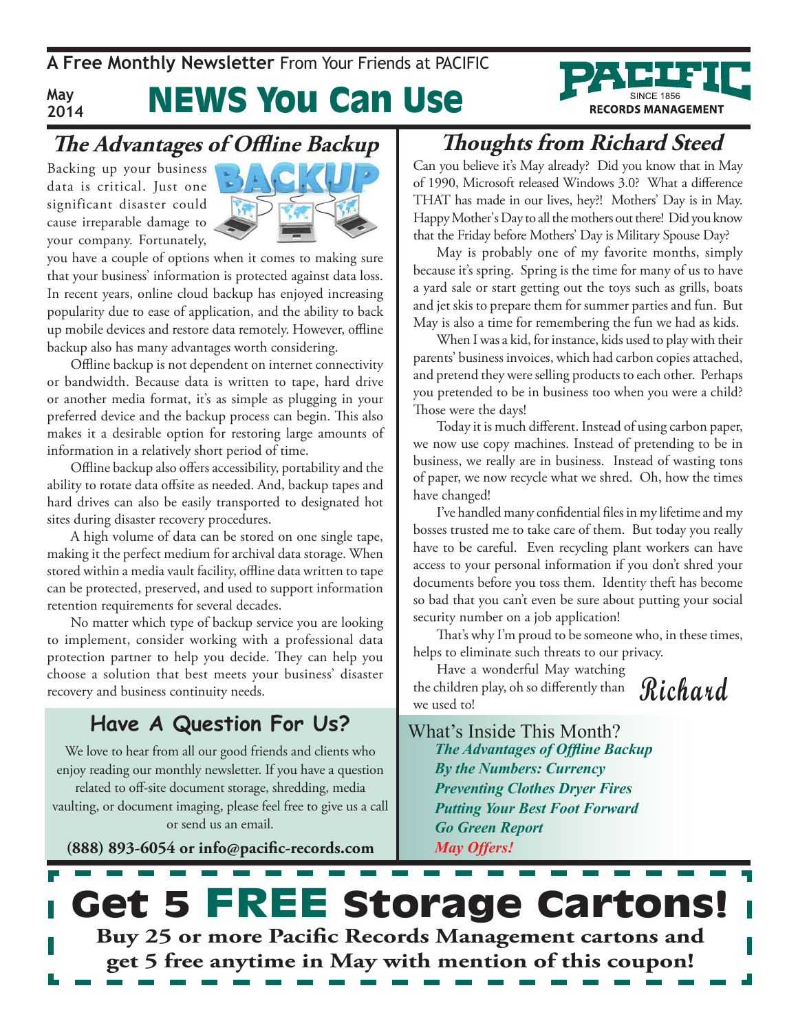A Free Monthly Newsletter From Your Friends at PACIFIC

May 2014

# NEWS You Can Use

PACIFIC SINCE 1856 RECORDS MANAGEMENT

## The Advantages of Offline Backup

Backing up your business data is critical. Just one significant disaster could cause irreparable damage to your company. Fortunately, you have a couple of options when it comes to making sure that your business' information is protected against data loss. In recent years, online cloud backup has enjoyed increasing popularity due to ease of application, and the ability to back up mobile devices and restore data remotely. However, offline backup also has many advantages worth considering.

Offline backup is not dependent on internet connectivity or bandwidth. Because data is written to tape, hard drive or another media format, it's as simple as plugging in your preferred device and the backup process can begin. This also makes it a desirable option for restoring large amounts of information in a relatively short period of time.

Offline backup also offers accessibility, portability and the ability to rotate data offsite as needed. And, backup tapes and hard drives can also be easily transported to designated hot sites during disaster recovery procedures.

A high volume of data can be stored on one single tape, making it the perfect medium for archival data storage. When stored within a media vault facility, offline data written to tape can be protected, preserved, and used to support information retention requirements for several decades.

No matter which type of backup service you are looking to implement, consider working with a professional data protection partner to help you decide. They can help you choose a solution that best meets your business' disaster recovery and business continuity needs.

## Have A Question For Us?

We love to hear from all our good friends and clients who enjoy reading our monthly newsletter. If you have a question related to off-site document storage, shredding, media vaulting, or document imaging, please feel free to give us a call or send us an email.

**(888) 893-6054 or info@pacific-records.com**

## Thoughts from Richard Steed

Can you believe it's May already? Did you know that in May of 1990, Microsoft released Windows 3.0? What a difference THAT has made in our lives, hey?! Mothers' Day is in May. Happy Mother's Day to all the mothers out there! Did you know that the Friday before Mothers' Day is Military Spouse Day?

May is probably one of my favorite months, simply because it's spring. Spring is the time for many of us to have a yard sale or start getting out the toys such as grills, boats and jet skis to prepare them for summer parties and fun. But May is also a time for remembering the fun we had as kids.

When I was a kid, for instance, kids used to play with their parents' business invoices, which had carbon copies attached, and pretend they were selling products to each other. Perhaps you pretended to be in business too when you were a child? Those were the days!

Today it is much different. Instead of using carbon paper, we now use copy machines. Instead of pretending to be in business, we really are in business. Instead of wasting tons of paper, we now recycle what we shred. Oh, how the times have changed!

I've handled many confidential files in my lifetime and my bosses trusted me to take care of them. But today you really have to be careful. Even recycling plant workers can have access to your personal information if you don't shred your documents before you toss them. Identity theft has become so bad that you can't even be sure about putting your social security number on a job application!

That's why I'm proud to be someone who, in these times, helps to eliminate such threats to our privacy.

Have a wonderful May watching the children play, oh so differently than we used to!

Richard

### What's Inside This Month?

- *The Advantages of Offline Backup*
- *By the Numbers: Currency*
- *Preventing Clothes Dryer Fires*
- *Putting Your Best Foot Forward*
- *Go Green Report*
- *May Offers!*

## Get 5 FREE Storage Cartons!

**Buy 25 or more Pacific Records Management cartons and get 5 free anytime in May with mention of this coupon!**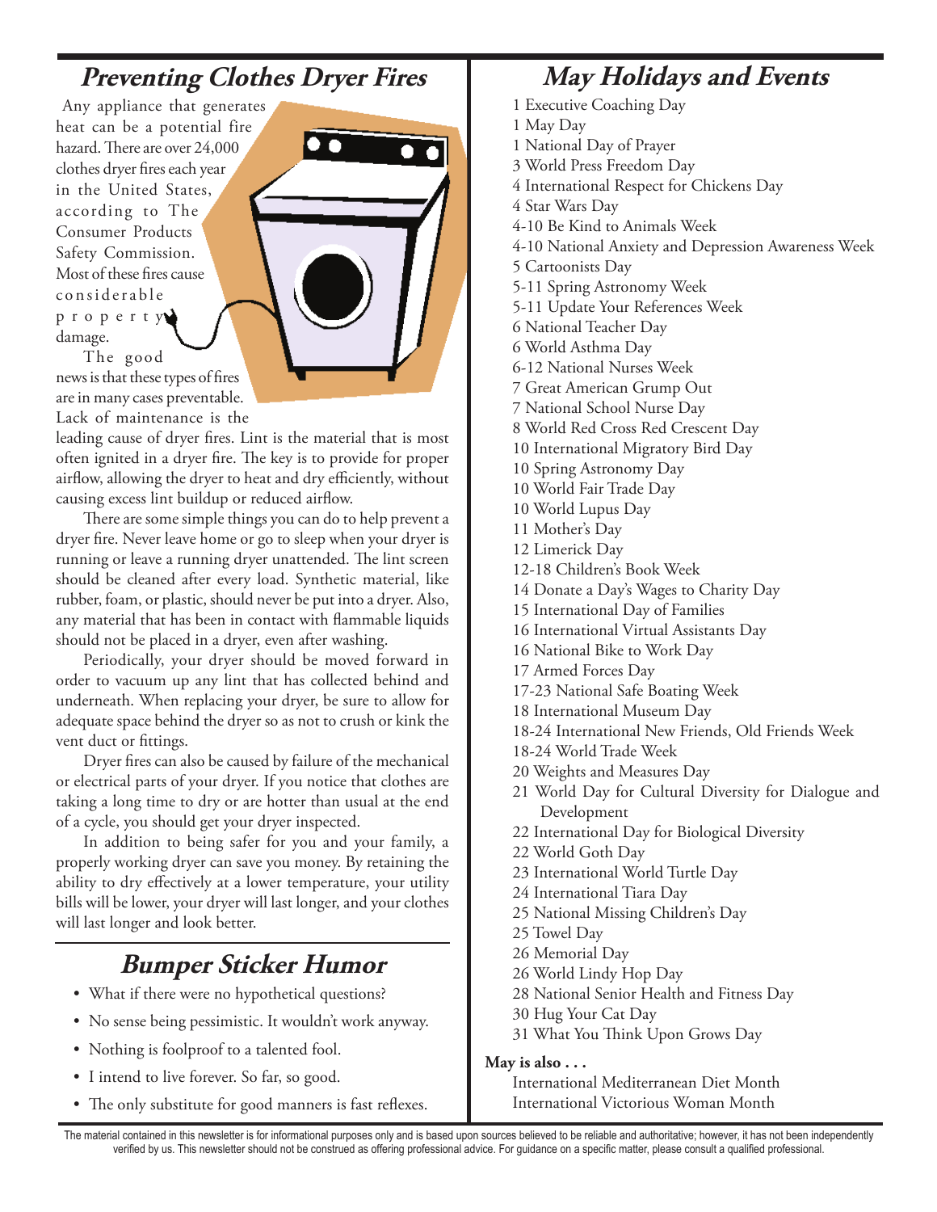## Preventing Clothes Dryer Fires

Any appliance that generates heat can be a potential fire hazard. There are over 24,000 clothes dryer fires each year in the United States, according to The Consumer Products Safety Commission. Most of these fires cause considerable property damage.

The good news is that these types of fires are in many cases preventable. Lack of maintenance is the leading cause of dryer fires. Lint is the material that is most often ignited in a dryer fire. The key is to provide for proper airflow, allowing the dryer to heat and dry efficiently, without causing excess lint buildup or reduced airflow.

There are some simple things you can do to help prevent a dryer fire. Never leave home or go to sleep when your dryer is running or leave a running dryer unattended. The lint screen should be cleaned after every load. Synthetic material, like rubber, foam, or plastic, should never be put into a dryer. Also, any material that has been in contact with flammable liquids should not be placed in a dryer, even after washing.

Periodically, your dryer should be moved forward in order to vacuum up any lint that has collected behind and underneath. When replacing your dryer, be sure to allow for adequate space behind the dryer so as not to crush or kink the vent duct or fittings.

Dryer fires can also be caused by failure of the mechanical or electrical parts of your dryer. If you notice that clothes are taking a long time to dry or are hotter than usual at the end of a cycle, you should get your dryer inspected.

In addition to being safer for you and your family, a properly working dryer can save you money. By retaining the ability to dry effectively at a lower temperature, your utility bills will be lower, your dryer will last longer, and your clothes will last longer and look better.

## Bumper Sticker Humor

- What if there were no hypothetical questions?
- No sense being pessimistic. It wouldn't work anyway.
- Nothing is foolproof to a talented fool.
- I intend to live forever. So far, so good.
- The only substitute for good manners is fast reflexes.

## May Holidays and Events

1 Executive Coaching Day
1 May Day
1 National Day of Prayer
3 World Press Freedom Day
4 International Respect for Chickens Day
4 Star Wars Day
4-10 Be Kind to Animals Week
4-10 National Anxiety and Depression Awareness Week
5 Cartoonists Day
5-11 Spring Astronomy Week
5-11 Update Your References Week
6 National Teacher Day
6 World Asthma Day
6-12 National Nurses Week
7 Great American Grump Out
7 National School Nurse Day
8 World Red Cross Red Crescent Day
10 International Migratory Bird Day
10 Spring Astronomy Day
10 World Fair Trade Day
10 World Lupus Day
11 Mother's Day
12 Limerick Day
12-18 Children's Book Week
14 Donate a Day's Wages to Charity Day
15 International Day of Families
16 International Virtual Assistants Day
16 National Bike to Work Day
17 Armed Forces Day
17-23 National Safe Boating Week
18 International Museum Day
18-24 International New Friends, Old Friends Week
18-24 World Trade Week
20 Weights and Measures Day
21 World Day for Cultural Diversity for Dialogue and Development
22 International Day for Biological Diversity
22 World Goth Day
23 International World Turtle Day
24 International Tiara Day
25 National Missing Children's Day
25 Towel Day
26 Memorial Day
26 World Lindy Hop Day
28 National Senior Health and Fitness Day
30 Hug Your Cat Day
31 What You Think Upon Grows Day

**May is also . . .**

International Mediterranean Diet Month
International Victorious Woman Month

The material contained in this newsletter is for informational purposes only and is based upon sources believed to be reliable and authoritative; however, it has not been independently verified by us. This newsletter should not be construed as offering professional advice. For guidance on a specific matter, please consult a qualified professional.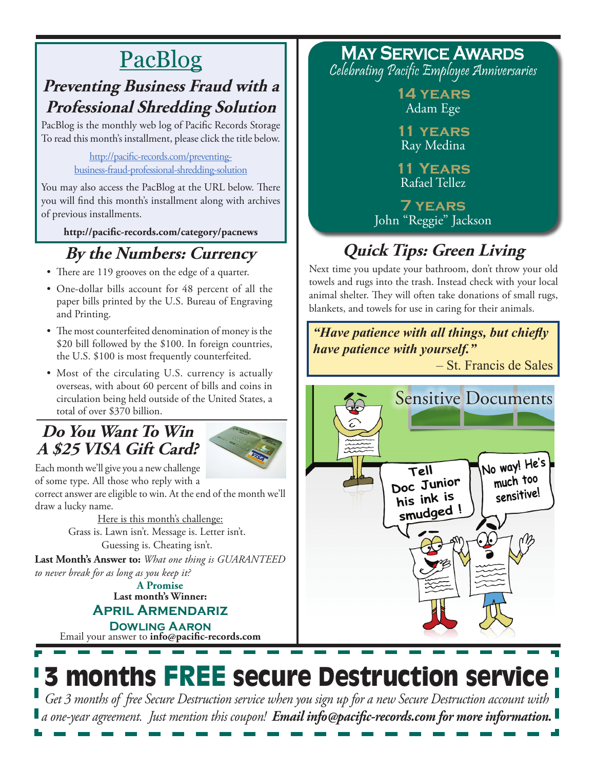# PacBlog

## Preventing Business Fraud with a Professional Shredding Solution

PacBlog is the monthly web log of Pacific Records Storage To read this month's installment, please click the title below.

http://pacific-records.com/preventing-business-fraud-professional-shredding-solution

You may also access the PacBlog at the URL below. There you will find this month's installment along with archives of previous installments.

**http://pacific-records.com/category/pacnews**

## By the Numbers: Currency

- There are 119 grooves on the edge of a quarter.
- One-dollar bills account for 48 percent of all the paper bills printed by the U.S. Bureau of Engraving and Printing.
- The most counterfeited denomination of money is the $20 bill followed by the $100. In foreign countries, the U.S. $100 is most frequently counterfeited.
- Most of the circulating U.S. currency is actually overseas, with about 60 percent of bills and coins in circulation being held outside of the United States, a total of over $370 billion.

## Do You Want To Win A $25 VISA Gift Card?

Each month we'll give you a new challenge of some type. All those who reply with a correct answer are eligible to win. At the end of the month we'll draw a lucky name.

Here is this month's challenge:
Grass is. Lawn isn't. Message is. Letter isn't.
Guessing is. Cheating isn't.

**Last Month's Answer to:** *What one thing is GUARANTEED to never break for as long as you keep it?*

**A Promise**

**Last month's Winner:**

**April Armendariz**

**Dowling Aaron**

Email your answer to **info@pacific-records.com**

## May Service Awards

*Celebrating Pacific Employee Anniversaries*

**14 years**
Adam Ege

**11 years**
Ray Medina

**11 Years**
Rafael Tellez

**7 years**
John "Reggie" Jackson

## Quick Tips: Green Living

Next time you update your bathroom, don't throw your old towels and rugs into the trash. Instead check with your local animal shelter. They will often take donations of small rugs, blankets, and towels for use in caring for their animals.

> ***"Have patience with all things, but chiefly have patience with yourself."***
> – St. Francis de Sales

Sensitive Documents

Tell Doc Junior his ink is smudged !

No way! He's much too sensitive!

# 3 months FREE secure Destruction service

*Get 3 months of free Secure Destruction service when you sign up for a new Secure Destruction account with a one-year agreement. Just mention this coupon!* ***Email info@pacific-records.com for more information.***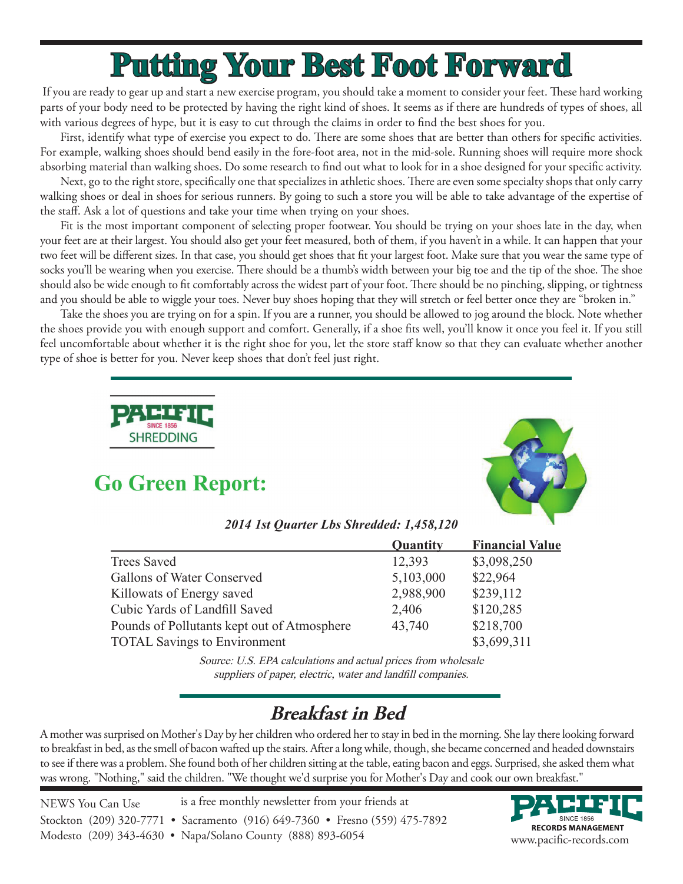# Putting Your Best Foot Forward

If you are ready to gear up and start a new exercise program, you should take a moment to consider your feet. These hard working parts of your body need to be protected by having the right kind of shoes. It seems as if there are hundreds of types of shoes, all with various degrees of hype, but it is easy to cut through the claims in order to find the best shoes for you.

First, identify what type of exercise you expect to do. There are some shoes that are better than others for specific activities. For example, walking shoes should bend easily in the fore-foot area, not in the mid-sole. Running shoes will require more shock absorbing material than walking shoes. Do some research to find out what to look for in a shoe designed for your specific activity.

Next, go to the right store, specifically one that specializes in athletic shoes. There are even some specialty shops that only carry walking shoes or deal in shoes for serious runners. By going to such a store you will be able to take advantage of the expertise of the staff. Ask a lot of questions and take your time when trying on your shoes.

Fit is the most important component of selecting proper footwear. You should be trying on your shoes late in the day, when your feet are at their largest. You should also get your feet measured, both of them, if you haven't in a while. It can happen that your two feet will be different sizes. In that case, you should get shoes that fit your largest foot. Make sure that you wear the same type of socks you'll be wearing when you exercise. There should be a thumb's width between your big toe and the tip of the shoe. The shoe should also be wide enough to fit comfortably across the widest part of your foot. There should be no pinching, slipping, or tightness and you should be able to wiggle your toes. Never buy shoes hoping that they will stretch or feel better once they are "broken in."

Take the shoes you are trying on for a spin. If you are a runner, you should be allowed to jog around the block. Note whether the shoes provide you with enough support and comfort. Generally, if a shoe fits well, you'll know it once you feel it. If you still feel uncomfortable about whether it is the right shoe for you, let the store staff know so that they can evaluate whether another type of shoe is better for you. Never keep shoes that don't feel just right.

PACIFIC SINCE 1856 SHREDDING

## Go Green Report:

***2014 1st Quarter Lbs Shredded: 1,458,120***

| | Quantity | Financial Value |
|---|---|---|
| Trees Saved | 12,393 | $3,098,250 |
| Gallons of Water Conserved | 5,103,000 | $22,964 |
| Killowats of Energy saved | 2,988,900 | $239,112 |
| Cubic Yards of Landfill Saved | 2,406 | $120,285 |
| Pounds of Pollutants kept out of Atmosphere | 43,740 | $218,700 |
| TOTAL Savings to Environment | | $3,699,311 |

*Source: U.S. EPA calculations and actual prices from wholesale suppliers of paper, electric, water and landfill companies.*

## *Breakfast in Bed*

A mother was surprised on Mother's Day by her children who ordered her to stay in bed in the morning. She lay there looking forward to breakfast in bed, as the smell of bacon wafted up the stairs. After a long while, though, she became concerned and headed downstairs to see if there was a problem. She found both of her children sitting at the table, eating bacon and eggs. Surprised, she asked them what was wrong. "Nothing," said the children. "We thought we'd surprise you for Mother's Day and cook our own breakfast."

NEWS You Can Use is a free monthly newsletter from your friends at

Stockton (209) 320-7771 • Sacramento (916) 649-7360 • Fresno (559) 475-7892
Modesto (209) 343-4630 • Napa/Solano County (888) 893-6054

PACIFIC SINCE 1856 RECORDS MANAGEMENT
www.pacific-records.com